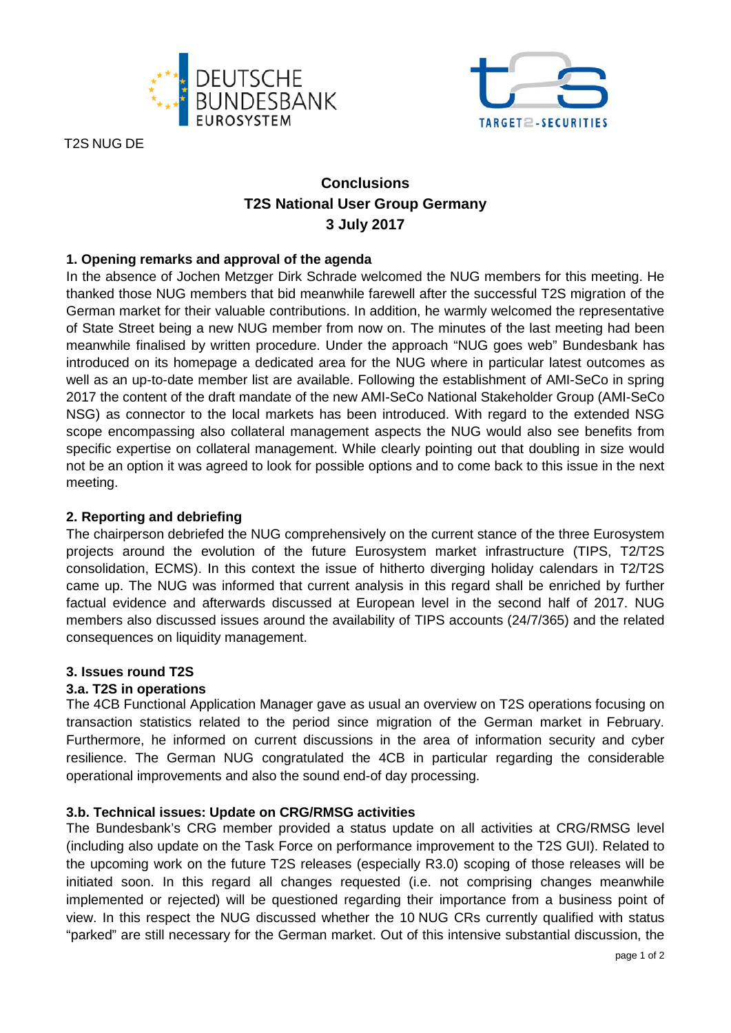T2S NUG DE

# Conclusions
# T2S National User Group Germany
# 3 July 2017

## 1. Opening remarks and approval of the agenda

In the absence of Jochen Metzger Dirk Schrade welcomed the NUG members for this meeting. He thanked those NUG members that bid meanwhile farewell after the successful T2S migration of the German market for their valuable contributions. In addition, he warmly welcomed the representative of State Street being a new NUG member from now on. The minutes of the last meeting had been meanwhile finalised by written procedure. Under the approach "NUG goes web" Bundesbank has introduced on its homepage a dedicated area for the NUG where in particular latest outcomes as well as an up-to-date member list are available. Following the establishment of AMI-SeCo in spring 2017 the content of the draft mandate of the new AMI-SeCo National Stakeholder Group (AMI-SeCo NSG) as connector to the local markets has been introduced. With regard to the extended NSG scope encompassing also collateral management aspects the NUG would also see benefits from specific expertise on collateral management. While clearly pointing out that doubling in size would not be an option it was agreed to look for possible options and to come back to this issue in the next meeting.

## 2. Reporting and debriefing

The chairperson debriefed the NUG comprehensively on the current stance of the three Eurosystem projects around the evolution of the future Eurosystem market infrastructure (TIPS, T2/T2S consolidation, ECMS). In this context the issue of hitherto diverging holiday calendars in T2/T2S came up. The NUG was informed that current analysis in this regard shall be enriched by further factual evidence and afterwards discussed at European level in the second half of 2017. NUG members also discussed issues around the availability of TIPS accounts (24/7/365) and the related consequences on liquidity management.

## 3. Issues round T2S

### 3.a. T2S in operations

The 4CB Functional Application Manager gave as usual an overview on T2S operations focusing on transaction statistics related to the period since migration of the German market in February. Furthermore, he informed on current discussions in the area of information security and cyber resilience. The German NUG congratulated the 4CB in particular regarding the considerable operational improvements and also the sound end-of day processing.

### 3.b. Technical issues: Update on CRG/RMSG activities

The Bundesbank's CRG member provided a status update on all activities at CRG/RMSG level (including also update on the Task Force on performance improvement to the T2S GUI). Related to the upcoming work on the future T2S releases (especially R3.0) scoping of those releases will be initiated soon. In this regard all changes requested (i.e. not comprising changes meanwhile implemented or rejected) will be questioned regarding their importance from a business point of view. In this respect the NUG discussed whether the 10 NUG CRs currently qualified with status "parked" are still necessary for the German market. Out of this intensive substantial discussion, the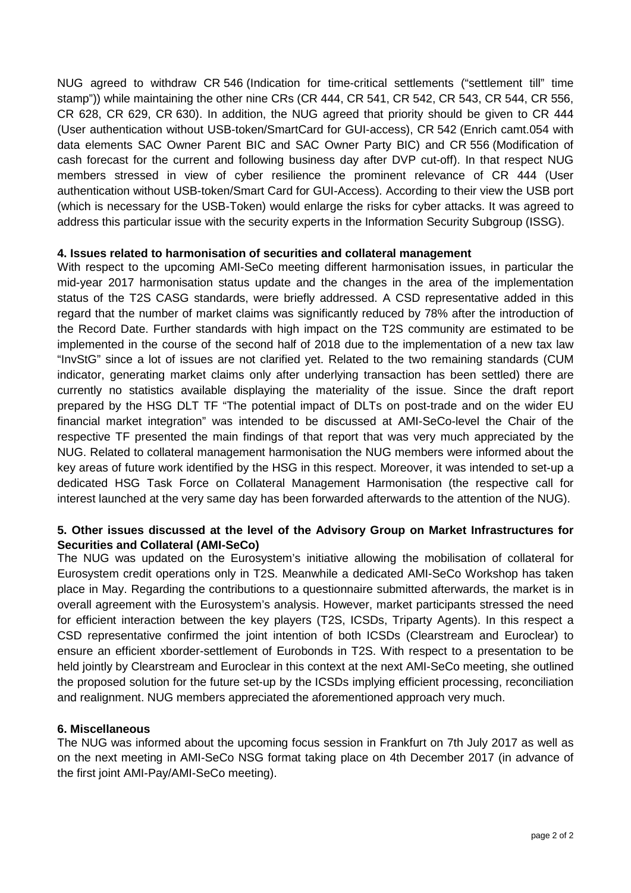NUG agreed to withdraw CR 546 (Indication for time-critical settlements ("settlement till" time stamp")) while maintaining the other nine CRs (CR 444, CR 541, CR 542, CR 543, CR 544, CR 556, CR 628, CR 629, CR 630). In addition, the NUG agreed that priority should be given to CR 444 (User authentication without USB-token/SmartCard for GUI-access), CR 542 (Enrich camt.054 with data elements SAC Owner Parent BIC and SAC Owner Party BIC) and CR 556 (Modification of cash forecast for the current and following business day after DVP cut-off). In that respect NUG members stressed in view of cyber resilience the prominent relevance of CR 444 (User authentication without USB-token/Smart Card for GUI-Access). According to their view the USB port (which is necessary for the USB-Token) would enlarge the risks for cyber attacks. It was agreed to address this particular issue with the security experts in the Information Security Subgroup (ISSG).

**4. Issues related to harmonisation of securities and collateral management**

With respect to the upcoming AMI-SeCo meeting different harmonisation issues, in particular the mid-year 2017 harmonisation status update and the changes in the area of the implementation status of the T2S CASG standards, were briefly addressed. A CSD representative added in this regard that the number of market claims was significantly reduced by 78% after the introduction of the Record Date. Further standards with high impact on the T2S community are estimated to be implemented in the course of the second half of 2018 due to the implementation of a new tax law "InvStG" since a lot of issues are not clarified yet. Related to the two remaining standards (CUM indicator, generating market claims only after underlying transaction has been settled) there are currently no statistics available displaying the materiality of the issue. Since the draft report prepared by the HSG DLT TF "The potential impact of DLTs on post-trade and on the wider EU financial market integration" was intended to be discussed at AMI-SeCo-level the Chair of the respective TF presented the main findings of that report that was very much appreciated by the NUG. Related to collateral management harmonisation the NUG members were informed about the key areas of future work identified by the HSG in this respect. Moreover, it was intended to set-up a dedicated HSG Task Force on Collateral Management Harmonisation (the respective call for interest launched at the very same day has been forwarded afterwards to the attention of the NUG).

**5. Other issues discussed at the level of the Advisory Group on Market Infrastructures for Securities and Collateral (AMI-SeCo)**

The NUG was updated on the Eurosystem's initiative allowing the mobilisation of collateral for Eurosystem credit operations only in T2S. Meanwhile a dedicated AMI-SeCo Workshop has taken place in May. Regarding the contributions to a questionnaire submitted afterwards, the market is in overall agreement with the Eurosystem's analysis. However, market participants stressed the need for efficient interaction between the key players (T2S, ICSDs, Triparty Agents). In this respect a CSD representative confirmed the joint intention of both ICSDs (Clearstream and Euroclear) to ensure an efficient xborder-settlement of Eurobonds in T2S. With respect to a presentation to be held jointly by Clearstream and Euroclear in this context at the next AMI-SeCo meeting, she outlined the proposed solution for the future set-up by the ICSDs implying efficient processing, reconciliation and realignment. NUG members appreciated the aforementioned approach very much.

**6. Miscellaneous**

The NUG was informed about the upcoming focus session in Frankfurt on 7th July 2017 as well as on the next meeting in AMI-SeCo NSG format taking place on 4th December 2017 (in advance of the first joint AMI-Pay/AMI-SeCo meeting).